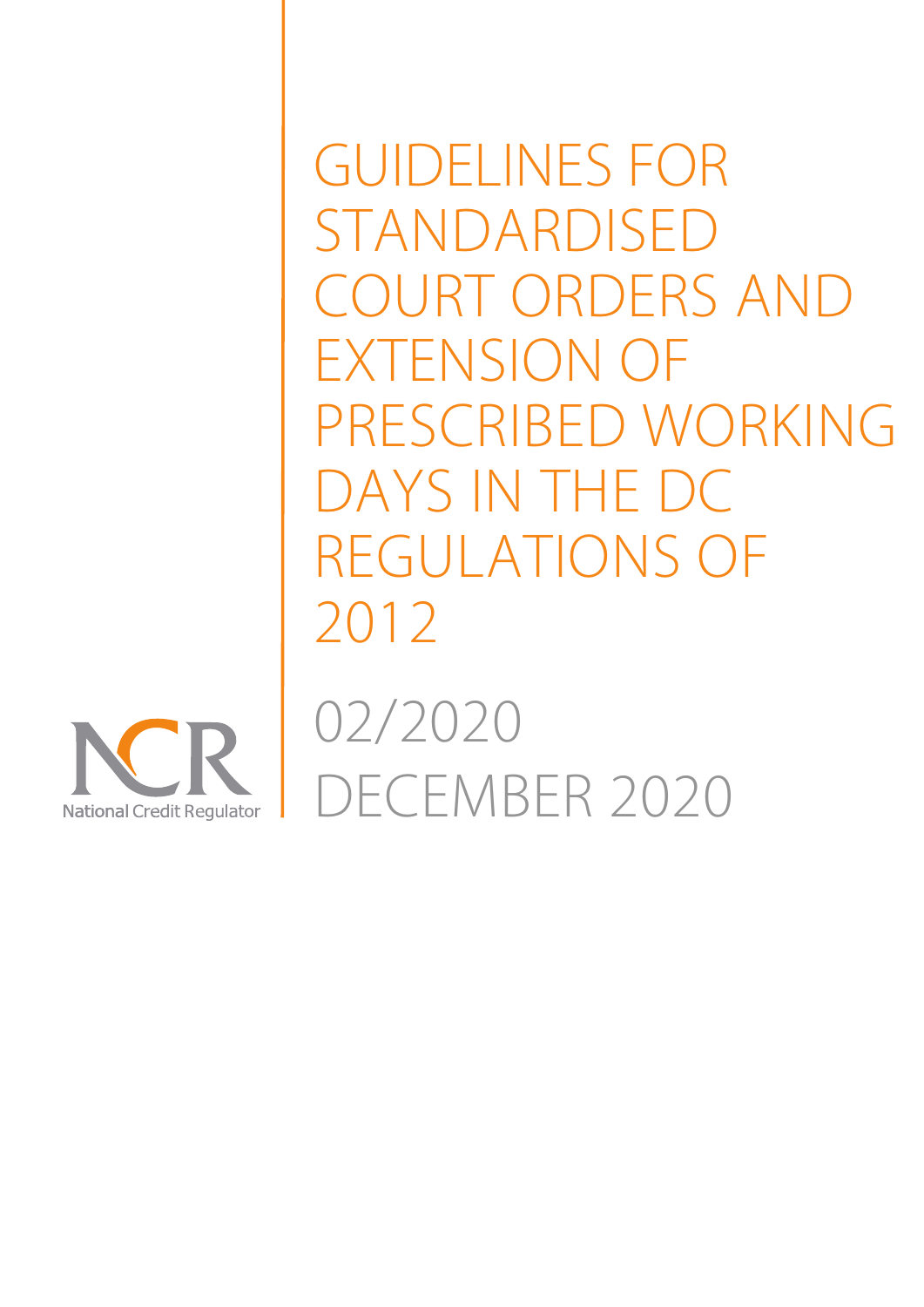# GUIDELINES FOR STANDARDISED COURT ORDERS AND EXTENSION OF PRESCRIBED WORKING DAYS IN THE DC REGULATIONS OF 2012

02/2020

DECEMBER 2020

National Credit Regulator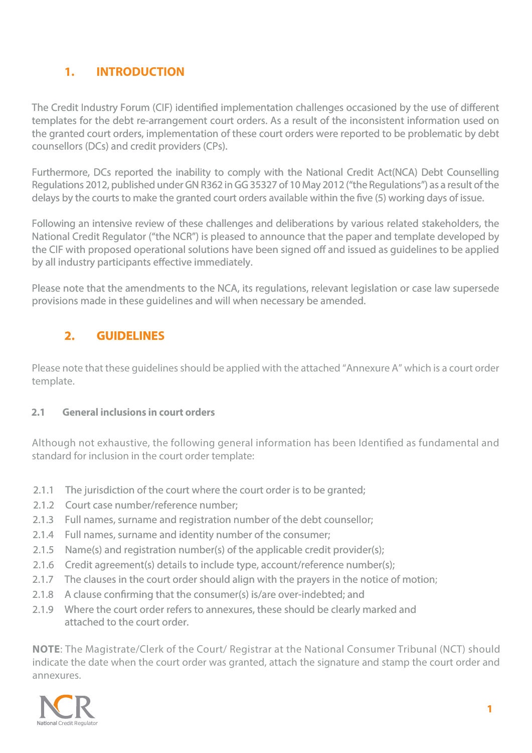## 1. INTRODUCTION

The Credit Industry Forum (CIF) identified implementation challenges occasioned by the use of different templates for the debt re-arrangement court orders. As a result of the inconsistent information used on the granted court orders, implementation of these court orders were reported to be problematic by debt counsellors (DCs) and credit providers (CPs).

Furthermore, DCs reported the inability to comply with the National Credit Act(NCA) Debt Counselling Regulations 2012, published under GN R362 in GG 35327 of 10 May 2012 ("the Regulations") as a result of the delays by the courts to make the granted court orders available within the five (5) working days of issue.

Following an intensive review of these challenges and deliberations by various related stakeholders, the National Credit Regulator ("the NCR") is pleased to announce that the paper and template developed by the CIF with proposed operational solutions have been signed off and issued as guidelines to be applied by all industry participants effective immediately.

Please note that the amendments to the NCA, its regulations, relevant legislation or case law supersede provisions made in these guidelines and will when necessary be amended.

## 2. GUIDELINES

Please note that these guidelines should be applied with the attached "Annexure A" which is a court order template.

### 2.1 General inclusions in court orders

Although not exhaustive, the following general information has been Identified as fundamental and standard for inclusion in the court order template:

- 2.1.1 The jurisdiction of the court where the court order is to be granted;
- 2.1.2 Court case number/reference number;
- 2.1.3 Full names, surname and registration number of the debt counsellor;
- 2.1.4 Full names, surname and identity number of the consumer;
- 2.1.5 Name(s) and registration number(s) of the applicable credit provider(s);
- 2.1.6 Credit agreement(s) details to include type, account/reference number(s);
- 2.1.7 The clauses in the court order should align with the prayers in the notice of motion;
- 2.1.8 A clause confirming that the consumer(s) is/are over-indebted; and
- 2.1.9 Where the court order refers to annexures, these should be clearly marked and attached to the court order.

**NOTE**: The Magistrate/Clerk of the Court/ Registrar at the National Consumer Tribunal (NCT) should indicate the date when the court order was granted, attach the signature and stamp the court order and annexures.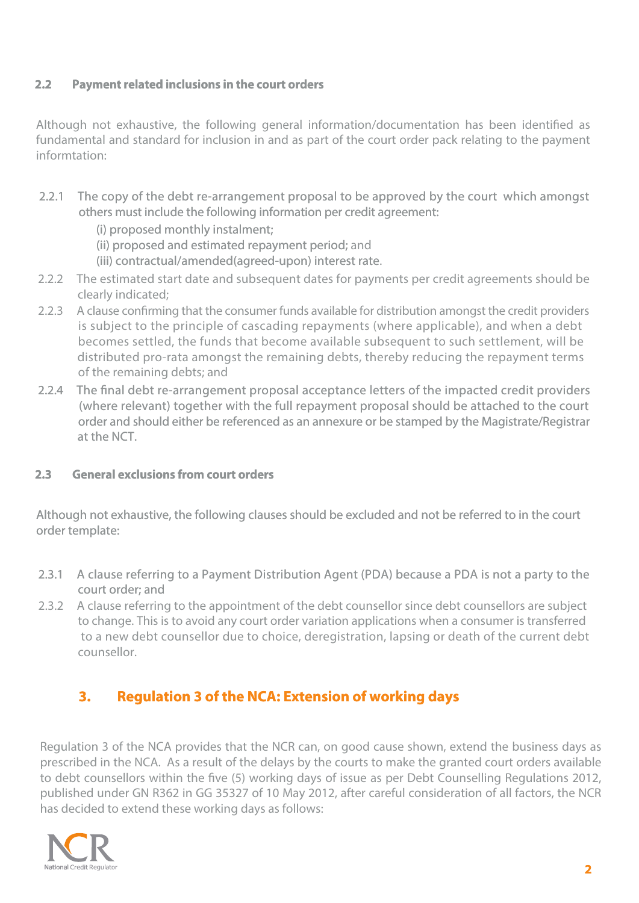### 2.2 Payment related inclusions in the court orders

Although not exhaustive, the following general information/documentation has been identified as fundamental and standard for inclusion in and as part of the court order pack relating to the payment informtation:

2.2.1 The copy of the debt re-arrangement proposal to be approved by the court which amongst others must include the following information per credit agreement:

- (i) proposed monthly instalment;
- (ii) proposed and estimated repayment period; and
- (iii) contractual/amended(agreed-upon) interest rate.

2.2.2 The estimated start date and subsequent dates for payments per credit agreements should be clearly indicated;

2.2.3 A clause confirming that the consumer funds available for distribution amongst the credit providers is subject to the principle of cascading repayments (where applicable), and when a debt becomes settled, the funds that become available subsequent to such settlement, will be distributed pro-rata amongst the remaining debts, thereby reducing the repayment terms of the remaining debts; and

2.2.4 The final debt re-arrangement proposal acceptance letters of the impacted credit providers (where relevant) together with the full repayment proposal should be attached to the court order and should either be referenced as an annexure or be stamped by the Magistrate/Registrar at the NCT.

### 2.3 General exclusions from court orders

Although not exhaustive, the following clauses should be excluded and not be referred to in the court order template:

2.3.1 A clause referring to a Payment Distribution Agent (PDA) because a PDA is not a party to the court order; and

2.3.2 A clause referring to the appointment of the debt counsellor since debt counsellors are subject to change. This is to avoid any court order variation applications when a consumer is transferred to a new debt counsellor due to choice, deregistration, lapsing or death of the current debt counsellor.

## 3. Regulation 3 of the NCA: Extension of working days

Regulation 3 of the NCA provides that the NCR can, on good cause shown, extend the business days as prescribed in the NCA. As a result of the delays by the courts to make the granted court orders available to debt counsellors within the five (5) working days of issue as per Debt Counselling Regulations 2012, published under GN R362 in GG 35327 of 10 May 2012, after careful consideration of all factors, the NCR has decided to extend these working days as follows: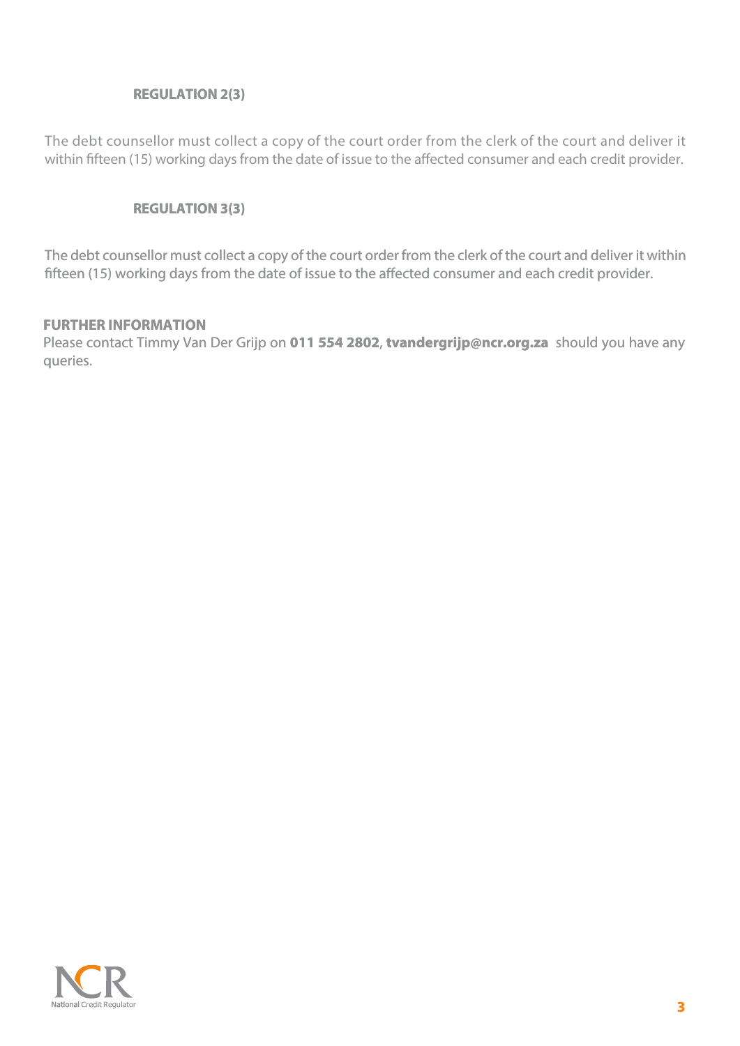### REGULATION 2(3)

The debt counsellor must collect a copy of the court order from the clerk of the court and deliver it within fifteen (15) working days from the date of issue to the affected consumer and each credit provider.

### REGULATION 3(3)

The debt counsellor must collect a copy of the court order from the clerk of the court and deliver it within fifteen (15) working days from the date of issue to the affected consumer and each credit provider.

### FURTHER INFORMATION

Please contact Timmy Van Der Grijp on **011 554 2802**, **tvandergrijp@ncr.org.za** should you have any queries.